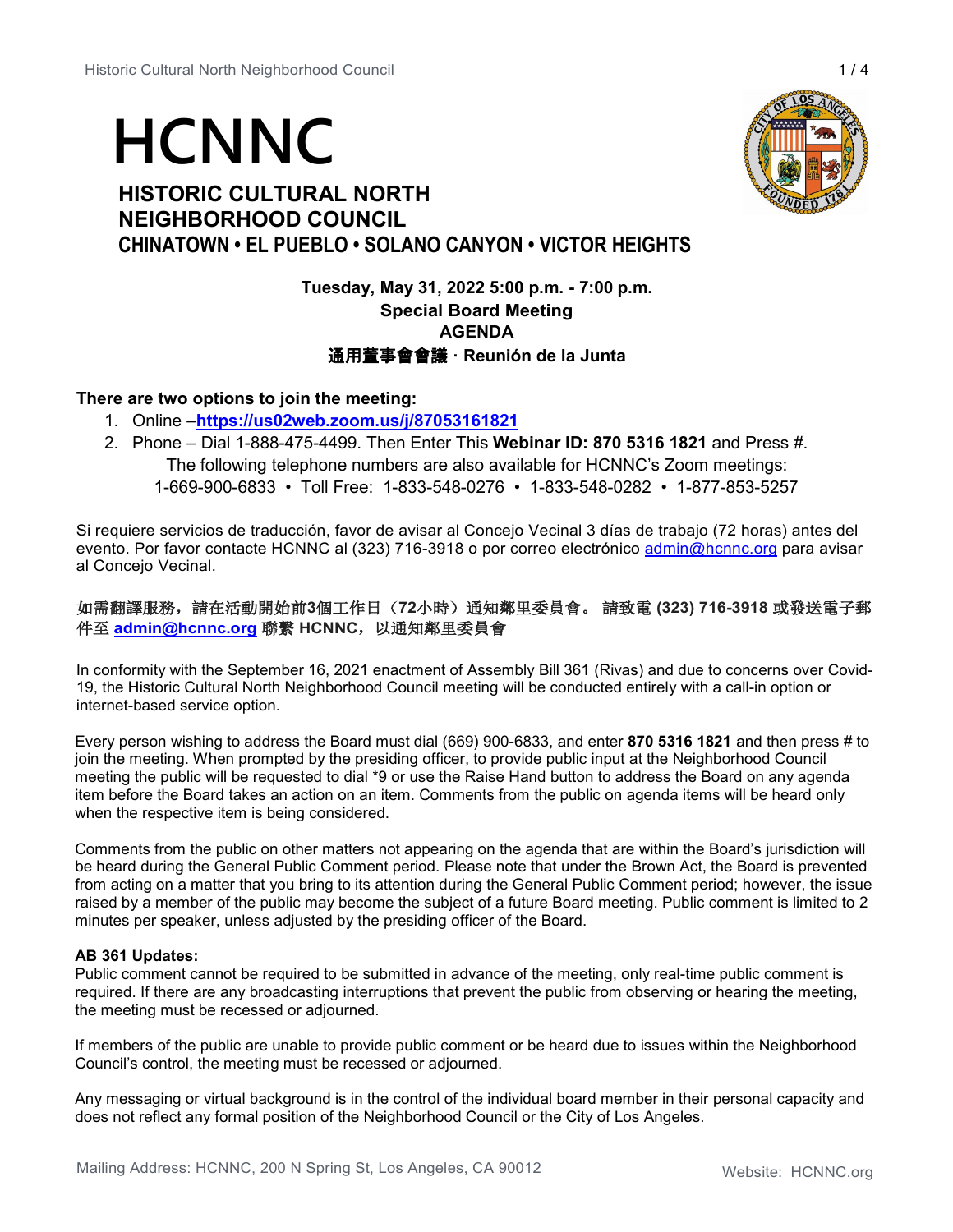# HCNNC

## HISTORIC CULTURAL NORTH NEIGHBORHOOD COUNCIL

### CHINATOWN • EL PUEBLO • SOLANO CANYON • VICTOR HEIGHTS

**Tuesday, May 31, 2022 5:00 p.m. - 7:00 p.m.**
**Special Board Meeting**
**AGENDA**
**通用董事會會議 · Reunión de la Junta**

**There are two options to join the meeting:**

1. Online –**https://us02web.zoom.us/j/87053161821**
2. Phone – Dial 1-888-475-4499. Then Enter This **Webinar ID: 870 5316 1821** and Press #.
   The following telephone numbers are also available for HCNNC's Zoom meetings:
   1-669-900-6833 • Toll Free: 1-833-548-0276 • 1-833-548-0282 • 1-877-853-5257

Si requiere servicios de traducción, favor de avisar al Concejo Vecinal 3 días de trabajo (72 horas) antes del evento. Por favor contacte HCNNC al (323) 716-3918 o por correo electrónico admin@hcnnc.org para avisar al Concejo Vecinal.

**如需翻譯服務，請在活動開始前3個工作日（72小時）通知鄰里委員會。 請致電 (323) 716-3918 或發送電子郵件至 admin@hcnnc.org 聯繫 HCNNC，以通知鄰里委員會**

In conformity with the September 16, 2021 enactment of Assembly Bill 361 (Rivas) and due to concerns over Covid-19, the Historic Cultural North Neighborhood Council meeting will be conducted entirely with a call-in option or internet-based service option.

Every person wishing to address the Board must dial (669) 900-6833, and enter **870 5316 1821** and then press # to join the meeting. When prompted by the presiding officer, to provide public input at the Neighborhood Council meeting the public will be requested to dial *9 or use the Raise Hand button to address the Board on any agenda item before the Board takes an action on an item. Comments from the public on agenda items will be heard only when the respective item is being considered.

Comments from the public on other matters not appearing on the agenda that are within the Board's jurisdiction will be heard during the General Public Comment period. Please note that under the Brown Act, the Board is prevented from acting on a matter that you bring to its attention during the General Public Comment period; however, the issue raised by a member of the public may become the subject of a future Board meeting. Public comment is limited to 2 minutes per speaker, unless adjusted by the presiding officer of the Board.

**AB 361 Updates:**
Public comment cannot be required to be submitted in advance of the meeting, only real-time public comment is required. If there are any broadcasting interruptions that prevent the public from observing or hearing the meeting, the meeting must be recessed or adjourned.

If members of the public are unable to provide public comment or be heard due to issues within the Neighborhood Council's control, the meeting must be recessed or adjourned.

Any messaging or virtual background is in the control of the individual board member in their personal capacity and does not reflect any formal position of the Neighborhood Council or the City of Los Angeles.

Mailing Address: HCNNC, 200 N Spring St, Los Angeles, CA 90012

Website: HCNNC.org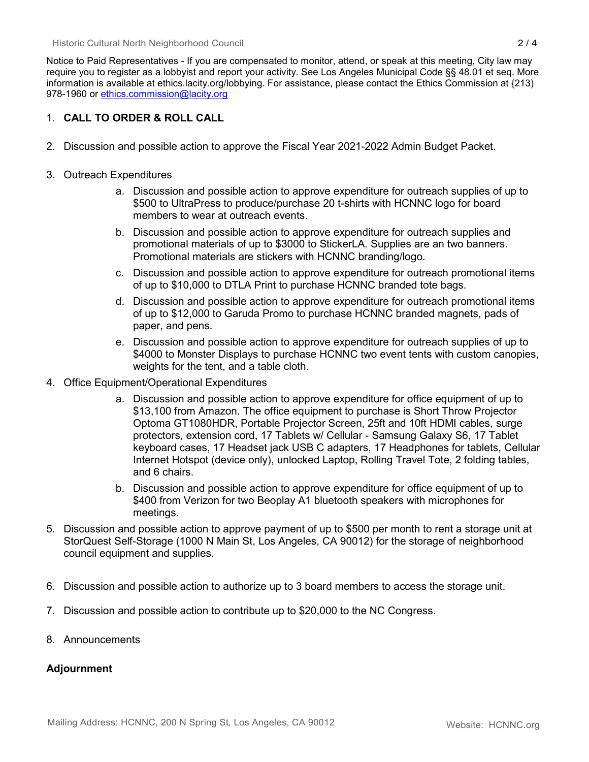Notice to Paid Representatives - If you are compensated to monitor, attend, or speak at this meeting, City law may require you to register as a lobbyist and report your activity. See Los Angeles Municipal Code §§ 48.01 et seq. More information is available at ethics.lacity.org/lobbying. For assistance, please contact the Ethics Commission at {213) 978-1960 or ethics.commission@lacity.org

1. **CALL TO ORDER & ROLL CALL**

2. Discussion and possible action to approve the Fiscal Year 2021-2022 Admin Budget Packet.

3. Outreach Expenditures
    a. Discussion and possible action to approve expenditure for outreach supplies of up to $500 to UltraPress to produce/purchase 20 t-shirts with HCNNC logo for board members to wear at outreach events.
    b. Discussion and possible action to approve expenditure for outreach supplies and promotional materials of up to $3000 to StickerLA. Supplies are an two banners. Promotional materials are stickers with HCNNC branding/logo.
    c. Discussion and possible action to approve expenditure for outreach promotional items of up to $10,000 to DTLA Print to purchase HCNNC branded tote bags.
    d. Discussion and possible action to approve expenditure for outreach promotional items of up to $12,000 to Garuda Promo to purchase HCNNC branded magnets, pads of paper, and pens.
    e. Discussion and possible action to approve expenditure for outreach supplies of up to $4000 to Monster Displays to purchase HCNNC two event tents with custom canopies, weights for the tent, and a table cloth.

4. Office Equipment/Operational Expenditures
    a. Discussion and possible action to approve expenditure for office equipment of up to $13,100 from Amazon. The office equipment to purchase is Short Throw Projector Optoma GT1080HDR, Portable Projector Screen, 25ft and 10ft HDMI cables, surge protectors, extension cord, 17 Tablets w/ Cellular - Samsung Galaxy S6, 17 Tablet keyboard cases, 17 Headset jack USB C adapters, 17 Headphones for tablets, Cellular Internet Hotspot (device only), unlocked Laptop, Rolling Travel Tote, 2 folding tables, and 6 chairs.
    b. Discussion and possible action to approve expenditure for office equipment of up to $400 from Verizon for two Beoplay A1 bluetooth speakers with microphones for meetings.

5. Discussion and possible action to approve payment of up to $500 per month to rent a storage unit at StorQuest Self-Storage (1000 N Main St, Los Angeles, CA 90012) for the storage of neighborhood council equipment and supplies.

6. Discussion and possible action to authorize up to 3 board members to access the storage unit.

7. Discussion and possible action to contribute up to $20,000 to the NC Congress.

8. Announcements

**Adjournment**

Mailing Address: HCNNC, 200 N Spring St, Los Angeles, CA 90012

Website: HCNNC.org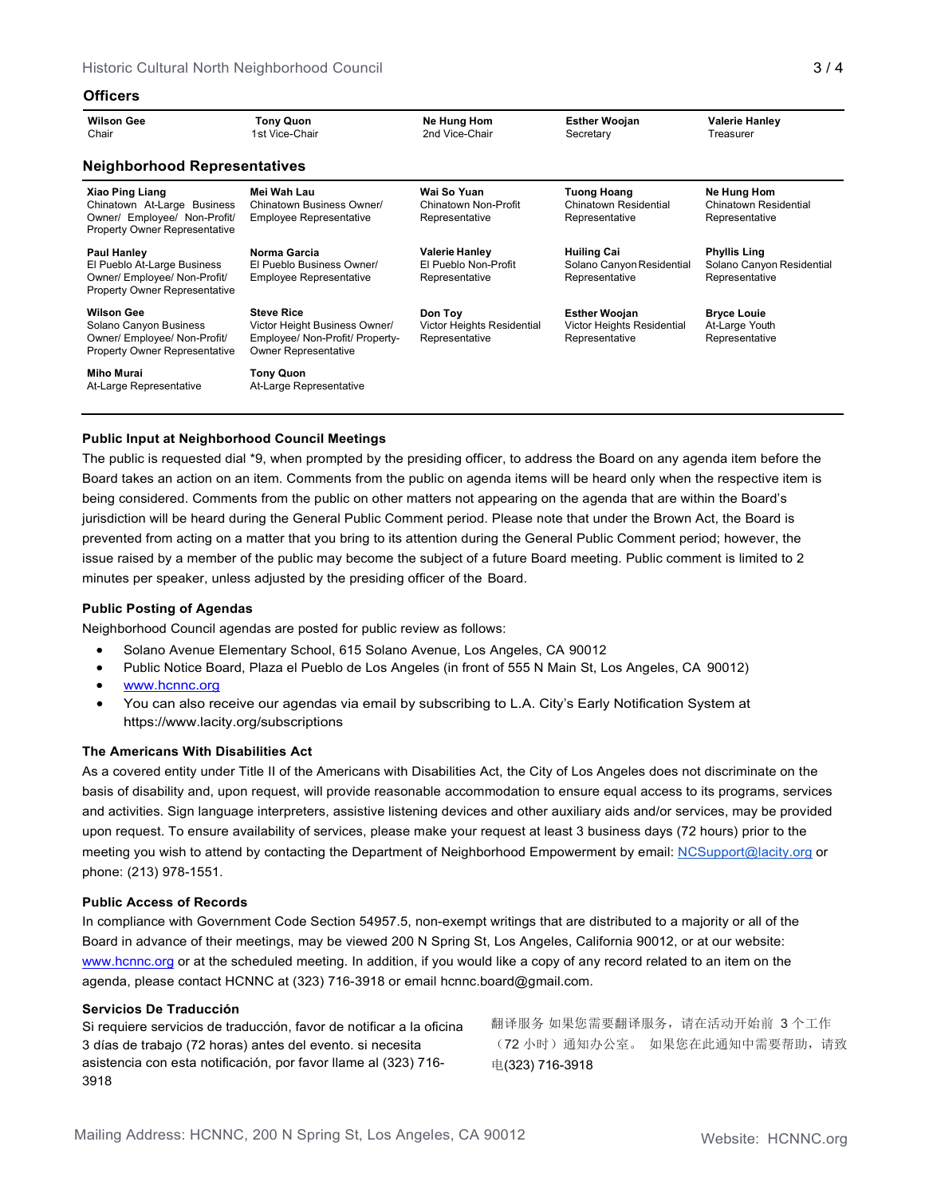## Officers

| Wilson Gee<br>Chair | Tony Quon<br>1st Vice-Chair | Ne Hung Hom<br>2nd Vice-Chair | Esther Woojan<br>Secretary | Valerie Hanley<br>Treasurer |
|---|---|---|---|---|

## Neighborhood Representatives

| | | | | |
|---|---|---|---|---|
| **Xiao Ping Liang**<br>Chinatown At-Large Business Owner/ Employee/ Non-Profit/ Property Owner Representative | **Mei Wah Lau**<br>Chinatown Business Owner/ Employee Representative | **Wai So Yuan**<br>Chinatown Non-Profit Representative | **Tuong Hoang**<br>Chinatown Residential Representative | **Ne Hung Hom**<br>Chinatown Residential Representative |
| **Paul Hanley**<br>El Pueblo At-Large Business Owner/ Employee/ Non-Profit/ Property Owner Representative | **Norma Garcia**<br>El Pueblo Business Owner/ Employee Representative | **Valerie Hanley**<br>El Pueblo Non-Profit Representative | **Huiling Cai**<br>Solano Canyon Residential Representative | **Phyllis Ling**<br>Solano Canyon Residential Representative |
| **Wilson Gee**<br>Solano Canyon Business Owner/ Employee/ Non-Profit/ Property Owner Representative | **Steve Rice**<br>Victor Height Business Owner/ Employee/ Non-Profit/ Property-Owner Representative | **Don Toy**<br>Victor Heights Residential Representative | **Esther Woojan**<br>Victor Heights Residential Representative | **Bryce Louie**<br>At-Large Youth Representative |
| **Miho Murai**<br>At-Large Representative | **Tony Quon**<br>At-Large Representative | | | |

### Public Input at Neighborhood Council Meetings

The public is requested dial *9, when prompted by the presiding officer, to address the Board on any agenda item before the Board takes an action on an item. Comments from the public on agenda items will be heard only when the respective item is being considered. Comments from the public on other matters not appearing on the agenda that are within the Board's jurisdiction will be heard during the General Public Comment period. Please note that under the Brown Act, the Board is prevented from acting on a matter that you bring to its attention during the General Public Comment period; however, the issue raised by a member of the public may become the subject of a future Board meeting. Public comment is limited to 2 minutes per speaker, unless adjusted by the presiding officer of the Board.

### Public Posting of Agendas

Neighborhood Council agendas are posted for public review as follows:

- Solano Avenue Elementary School, 615 Solano Avenue, Los Angeles, CA 90012
- Public Notice Board, Plaza el Pueblo de Los Angeles (in front of 555 N Main St, Los Angeles, CA 90012)
- www.hcnnc.org
- You can also receive our agendas via email by subscribing to L.A. City's Early Notification System at https://www.lacity.org/subscriptions

### The Americans With Disabilities Act

As a covered entity under Title II of the Americans with Disabilities Act, the City of Los Angeles does not discriminate on the basis of disability and, upon request, will provide reasonable accommodation to ensure equal access to its programs, services and activities. Sign language interpreters, assistive listening devices and other auxiliary aids and/or services, may be provided upon request. To ensure availability of services, please make your request at least 3 business days (72 hours) prior to the meeting you wish to attend by contacting the Department of Neighborhood Empowerment by email: NCSupport@lacity.org or phone: (213) 978-1551.

### Public Access of Records

In compliance with Government Code Section 54957.5, non-exempt writings that are distributed to a majority or all of the Board in advance of their meetings, may be viewed 200 N Spring St, Los Angeles, California 90012, or at our website: www.hcnnc.org or at the scheduled meeting. In addition, if you would like a copy of any record related to an item on the agenda, please contact HCNNC at (323) 716-3918 or email hcnnc.board@gmail.com.

### Servicios De Traducción

Si requiere servicios de traducción, favor de notificar a la oficina 3 días de trabajo (72 horas) antes del evento. si necesita asistencia con esta notificación, por favor llame al (323) 716-3918

翻译服务 如果您需要翻译服务，请在活动开始前 3 个工作（72 小时）通知办公室。 如果您在此通知中需要帮助，请致电(323) 716-3918

Mailing Address: HCNNC, 200 N Spring St, Los Angeles, CA 90012 Website: HCNNC.org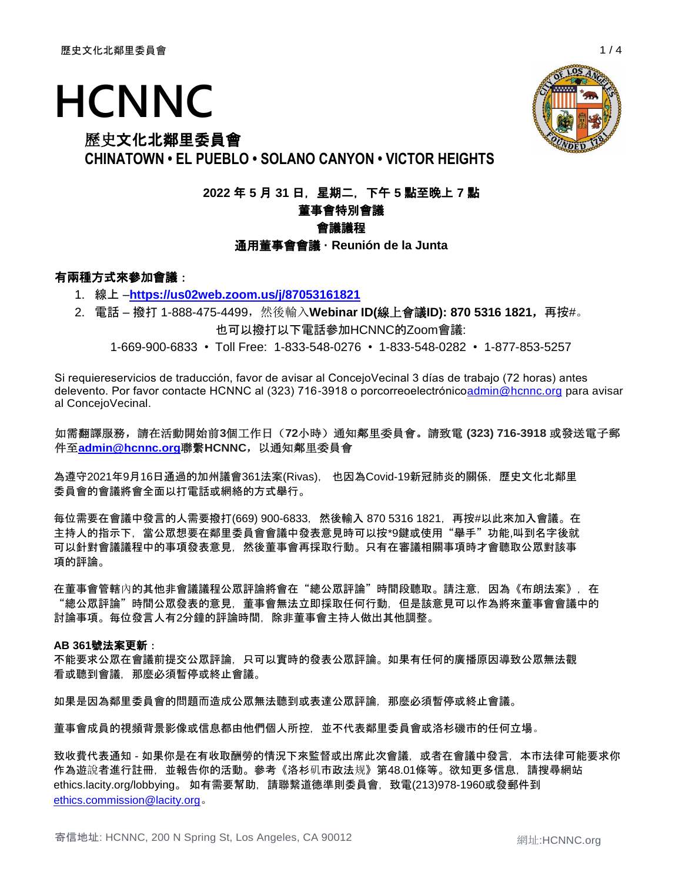# HCNNC

## 歷史文化北鄰里委員會

**CHINATOWN • EL PUEBLO • SOLANO CANYON • VICTOR HEIGHTS**

**2022 年 5 月 31 日，星期二，下午 5 點至晚上 7 點**

**董事會特別會議**

**會議議程**

**通用董事會會議 · Reunión de la Junta**

**有兩種方式來參加會議：**

1. 線上 –**https://us02web.zoom.us/j/87053161821**
2. 電話 – 撥打 1-888-475-4499，然後輸入**Webinar ID(線上會議ID): 870 5316 1821，**再按#。

也可以撥打以下電話參加HCNNC的Zoom會議:

1-669-900-6833 • Toll Free: 1-833-548-0276 • 1-833-548-0282 • 1-877-853-5257

Si requiereservicios de traducción, favor de avisar al ConcejoVecinal 3 días de trabajo (72 horas) antes delevento. Por favor contacte HCNNC al (323) 716-3918 o porcorreoelectrónicoadmin@hcnnc.org para avisar al ConcejoVecinal.

如需翻譯服務，請在活動開始前3個工作日（72小時）通知鄰里委員會。請致電 **(323) 716-3918** 或發送電子郵件至**admin@hcnnc.org**聯繫**HCNNC**，以通知鄰里委員會

為遵守2021年9月16日通過的加州議會361法案(Rivas)，也因為Covid-19新冠肺炎的關係，歷史文化北鄰里委員會的會議將會全面以打電話或網絡的方式舉行。

每位需要在會議中發言的人需要撥打(669) 900-6833，然後輸入 870 5316 1821，再按#以此來加入會議。在主持人的指示下，當公眾想要在鄰里委員會會議中發表意見時可以按*9鍵或使用"舉手"功能,叫到名字後就可以針對會議議程中的事項發表意見，然後董事會再採取行動。只有在審議相關事項時才會聽取公眾對該事項的評論。

在董事會管轄內的其他非會議議程公眾評論將會在"總公眾評論"時間段聽取。請注意，因為《布朗法案》，在"總公眾評論"時間公眾發表的意見，董事會無法立即採取任何行動，但是該意見可以作為將來董事會會議中的討論事項。每位發言人有2分鐘的評論時間，除非董事會主持人做出其他調整。

**AB 361號法案更新：**

不能要求公眾在會議前提交公眾評論，只可以實時的發表公眾評論。如果有任何的廣播原因導致公眾無法觀看或聽到會議，那麼必須暫停或終止會議。

如果是因為鄰里委員會的問題而造成公眾無法聽到或表達公眾評論，那麼必須暫停或終止會議。

董事會成員的視頻背景影像或信息都由他們個人所控，並不代表鄰里委員會或洛杉磯市的任何立場。

致收費代表通知 - 如果你是在有收取酬勞的情況下來監督或出席此次會議，或者在會議中發言，本市法律可能要求你作為遊說者進行註冊，並報告你的活動。參考《洛杉矶市政法规》第48.01條等。欲知更多信息，請搜尋網站 ethics.lacity.org/lobbying。如有需要幫助，請聯繫道德準則委員會，致電(213)978-1960或發郵件到 ethics.commission@lacity.org。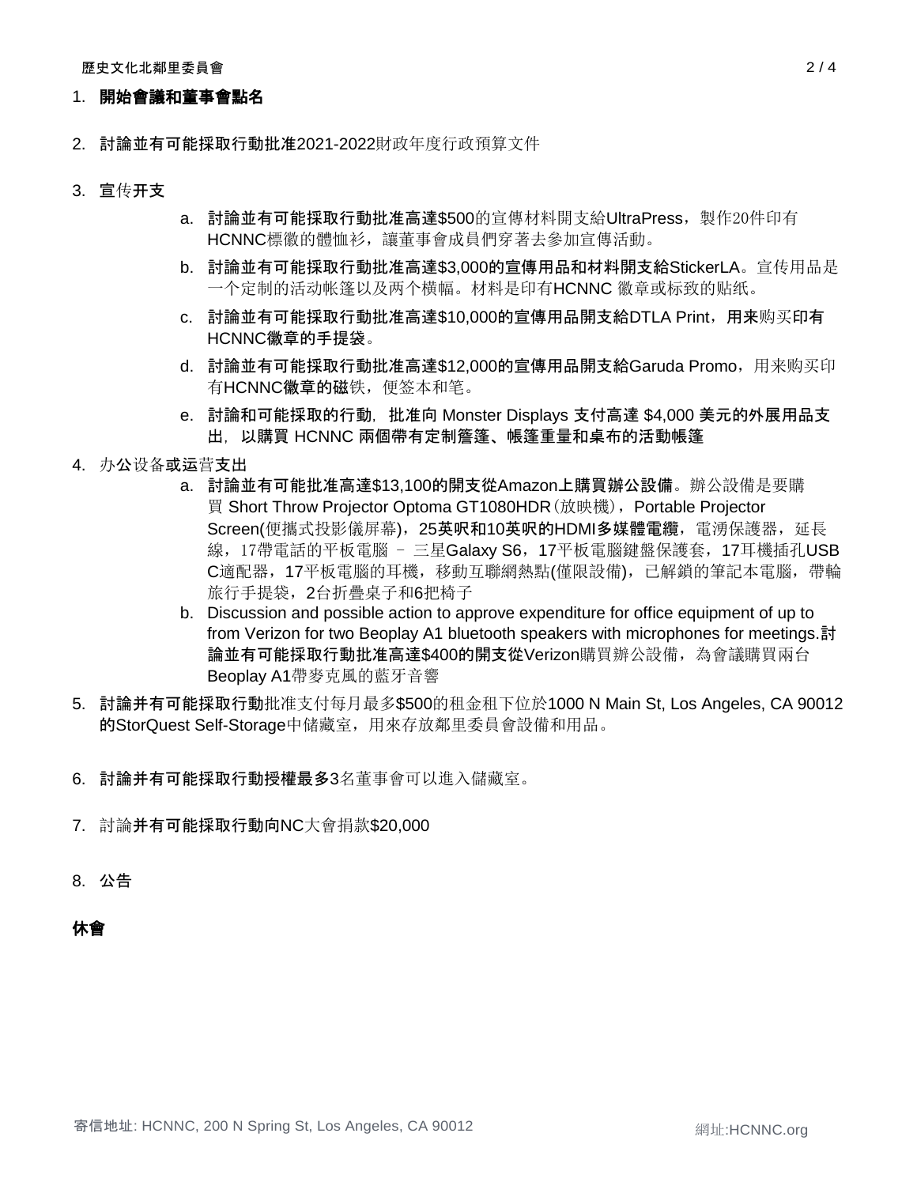1. **開始會議和董事會點名**

2. 討論並有可能採取行動批准2021-2022財政年度行政預算文件

3. 宣传开支

    a. 討論並有可能採取行動批准高達$500的宣傳材料開支給UltraPress，製作20件印有HCNNC標徽的體恤衫，讓董事會成員們穿著去參加宣傳活動。

    b. 討論並有可能採取行動批准高達$3,000的宣傳用品和材料開支給StickerLA。宣传用品是一个定制的活动帐篷以及两个横幅。材料是印有HCNNC 徽章或标致的贴纸。

    c. 討論並有可能採取行動批准高達$10,000的宣傳用品開支給DTLA Print，用来购买印有HCNNC徽章的手提袋。

    d. 討論並有可能採取行動批准高達$12,000的宣傳用品開支給Garuda Promo，用来购买印有HCNNC徽章的磁铁，便签本和笔。

    e. 討論和可能採取的行動，批准向 Monster Displays 支付高達 $4,000 美元的外展用品支出，以購買 HCNNC 兩個帶有定制簷篷、帳篷重量和桌布的活動帳篷

4. 办公设备或运营支出

    a. 討論並有可能批准高達$13,100的開支從Amazon上購買辦公設備。辦公設備是要購買 Short Throw Projector Optoma GT1080HDR（放映機），Portable Projector Screen(便攜式投影儀屏幕)，25英呎和10英呎的HDMI多媒體電纜，電湧保護器，延長線，17帶電話的平板電腦 – 三星Galaxy S6，17平板電腦鍵盤保護套，17耳機插孔USB C適配器，17平板電腦的耳機，移動互聯網熱點(僅限設備)，已解鎖的筆記本電腦，帶輪旅行手提袋，2台折疊桌子和6把椅子

    b. Discussion and possible action to approve expenditure for office equipment of up to from Verizon for two Beoplay A1 bluetooth speakers with microphones for meetings.討論並有可能採取行動批准高達$400的開支從Verizon購買辦公設備，為會議購買兩台Beoplay A1帶麥克風的藍牙音響

5. 討論并有可能採取行動批准支付每月最多$500的租金租下位於1000 N Main St, Los Angeles, CA 90012的StorQuest Self-Storage中儲藏室，用來存放鄰里委員會設備和用品。

6. 討論并有可能採取行動授權最多3名董事會可以進入儲藏室。

7. 討論并有可能採取行動向NC大會捐款$20,000

8. 公告

**休會**

寄信地址: HCNNC, 200 N Spring St, Los Angeles, CA 90012　　網址:HCNNC.org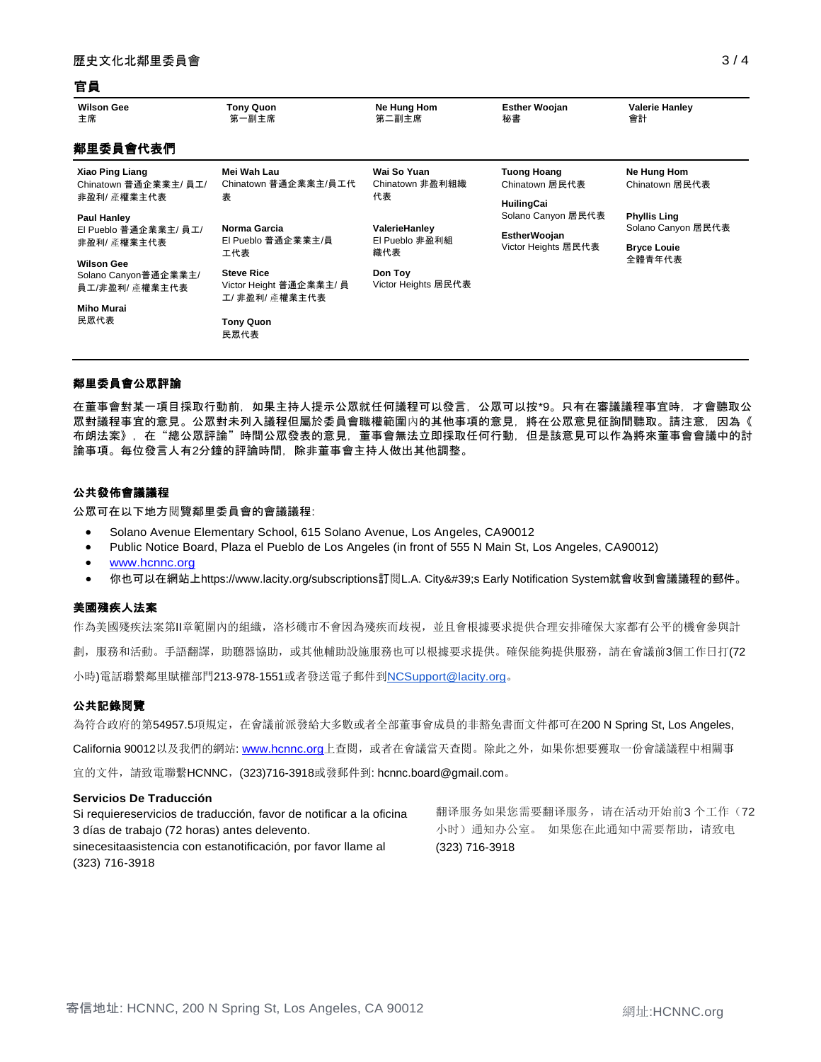## 官員

| | | | | |
|---|---|---|---|---|
| **Wilson Gee**<br>主席 | **Tony Quon**<br>第一副主席 | **Ne Hung Hom**<br>第二副主席 | **Esther Woojan**<br>秘書 | **Valerie Hanley**<br>會計 |

## 鄰里委員會代表們

| | | | | |
|---|---|---|---|---|
| **Xiao Ping Liang**<br>Chinatown 普通企業業主/ 員工/ 非盈利/ 產權業主代表 | **Mei Wah Lau**<br>Chinatown 普通企業業主/員工代表 | **Wai So Yuan**<br>Chinatown 非盈利組織代表 | **Tuong Hoang**<br>Chinatown 居民代表 | **Ne Hung Hom**<br>Chinatown 居民代表 |
| **Paul Hanley**<br>El Pueblo 普通企業業主/ 員工/ 非盈利/ 產權業主代表 | **Norma Garcia**<br>El Pueblo 普通企業業主/員工代表 | **ValerieHanley**<br>El Pueblo 非盈利組織代表 | **HuilingCai**<br>Solano Canyon 居民代表 | **Phyllis Ling**<br>Solano Canyon 居民代表 |
| **Wilson Gee**<br>Solano Canyon普通企業業主/ 員工/非盈利/ 產權業主代表 | **Steve Rice**<br>Victor Height 普通企業業主/ 員工/ 非盈利/ 產權業主代表 | **Don Toy**<br>Victor Heights 居民代表 | **EstherWoojan**<br>Victor Heights 居民代表 | **Bryce Louie**<br>全體青年代表 |
| **Miho Murai**<br>民眾代表 | **Tony Quon**<br>民眾代表 | | | |

### 鄰里委員會公眾評論

在董事會對某一項目採取行動前，如果主持人提示公眾就任何議程可以發言，公眾可以按*9。只有在審議議程事宜時，才會聽取公眾對議程事宜的意見。公眾對未列入議程但屬於委員會職權範圍內的其他事項的意見，將在公眾意見征詢間聽取。請注意，因為《布朗法案》，在"總公眾評論"時間公眾發表的意見，董事會無法立即採取任何行動，但是該意見可以作為將來董事會會議中的討論事項。每位發言人有2分鐘的評論時間，除非董事會主持人做出其他調整。

### 公共發佈會議議程

公眾可在以下地方閱覽鄰里委員會的會議議程:

- Solano Avenue Elementary School, 615 Solano Avenue, Los Angeles, CA90012
- Public Notice Board, Plaza el Pueblo de Los Angeles (in front of 555 N Main St, Los Angeles, CA90012)
- www.hcnnc.org
- 你也可以在網站上https://www.lacity.org/subscriptions訂閱L.A. City&#39;s Early Notification System就會收到會議議程的郵件。

### 美國殘疾人法案

作為美國殘疾法案第II章範圍內的組織，洛杉磯市不會因為殘疾而歧視，並且會根據要求提供合理安排確保大家都有公平的機會參與計劃，服務和活動。手語翻譯，助聽器協助，或其他輔助設施服務也可以根據要求提供。確保能夠提供服務，請在會議前3個工作日打(72小時)電話聯繫鄰里賦權部門213-978-1551或者發送電子郵件到NCSupport@lacity.org。

### 公共記錄閱覽

為符合政府的第54957.5項規定，在會議前派發給大多數或者全部董事會成員的非豁免書面文件都可在200 N Spring St, Los Angeles, California 90012以及我們的網站: www.hcnnc.org上查閱，或者在會議當天查閱。除此之外，如果你想要獲取一份會議議程中相關事宜的文件，請致電聯繫HCNNC，(323)716-3918或發郵件到: hcnnc.board@gmail.com。

### Servicios De Traducción

Si requiereservicios de traducción, favor de notificar a la oficina 3 días de trabajo (72 horas) antes delevento. sinecesitaasistencia con estanotificación, por favor llame al (323) 716-3918

翻译服务如果您需要翻译服务，请在活动开始前3 个工作（72 小时）通知办公室。 如果您在此通知中需要帮助，请致电 (323) 716-3918

寄信地址: HCNNC, 200 N Spring St, Los Angeles, CA 90012

網址:HCNNC.org